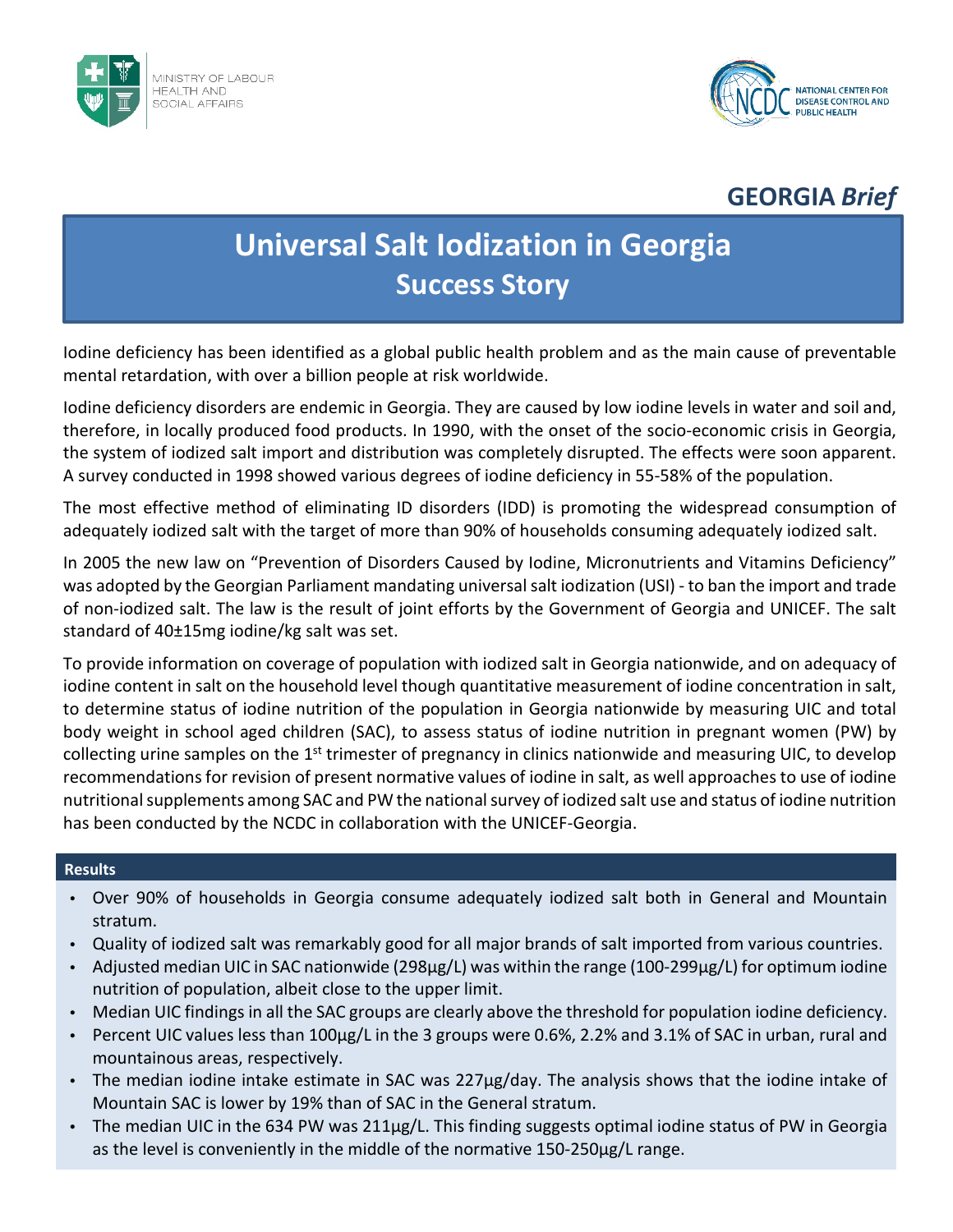MINISTRY OF LABOUR HEALTH AND SOCIAL AFFAIRS

NATIONAL CENTER FOR DISEASE CONTROL AND PUBLIC HEALTH

**GEORGIA *Brief***

# Universal Salt Iodization in Georgia
## Success Story

Iodine deficiency has been identified as a global public health problem and as the main cause of preventable mental retardation, with over a billion people at risk worldwide.

Iodine deficiency disorders are endemic in Georgia. They are caused by low iodine levels in water and soil and, therefore, in locally produced food products. In 1990, with the onset of the socio-economic crisis in Georgia, the system of iodized salt import and distribution was completely disrupted. The effects were soon apparent. A survey conducted in 1998 showed various degrees of iodine deficiency in 55-58% of the population.

The most effective method of eliminating ID disorders (IDD) is promoting the widespread consumption of adequately iodized salt with the target of more than 90% of households consuming adequately iodized salt.

In 2005 the new law on "Prevention of Disorders Caused by Iodine, Micronutrients and Vitamins Deficiency" was adopted by the Georgian Parliament mandating universal salt iodization (USI) - to ban the import and trade of non-iodized salt. The law is the result of joint efforts by the Government of Georgia and UNICEF. The salt standard of 40±15mg iodine/kg salt was set.

To provide information on coverage of population with iodized salt in Georgia nationwide, and on adequacy of iodine content in salt on the household level though quantitative measurement of iodine concentration in salt, to determine status of iodine nutrition of the population in Georgia nationwide by measuring UIC and total body weight in school aged children (SAC), to assess status of iodine nutrition in pregnant women (PW) by collecting urine samples on the 1st trimester of pregnancy in clinics nationwide and measuring UIC, to develop recommendations for revision of present normative values of iodine in salt, as well approaches to use of iodine nutritional supplements among SAC and PW the national survey of iodized salt use and status of iodine nutrition has been conducted by the NCDC in collaboration with the UNICEF-Georgia.

### Results

- Over 90% of households in Georgia consume adequately iodized salt both in General and Mountain stratum.
- Quality of iodized salt was remarkably good for all major brands of salt imported from various countries.
- Adjusted median UIC in SAC nationwide (298µg/L) was within the range (100-299µg/L) for optimum iodine nutrition of population, albeit close to the upper limit.
- Median UIC findings in all the SAC groups are clearly above the threshold for population iodine deficiency.
- Percent UIC values less than 100µg/L in the 3 groups were 0.6%, 2.2% and 3.1% of SAC in urban, rural and mountainous areas, respectively.
- The median iodine intake estimate in SAC was 227µg/day. The analysis shows that the iodine intake of Mountain SAC is lower by 19% than of SAC in the General stratum.
- The median UIC in the 634 PW was 211µg/L. This finding suggests optimal iodine status of PW in Georgia as the level is conveniently in the middle of the normative 150-250µg/L range.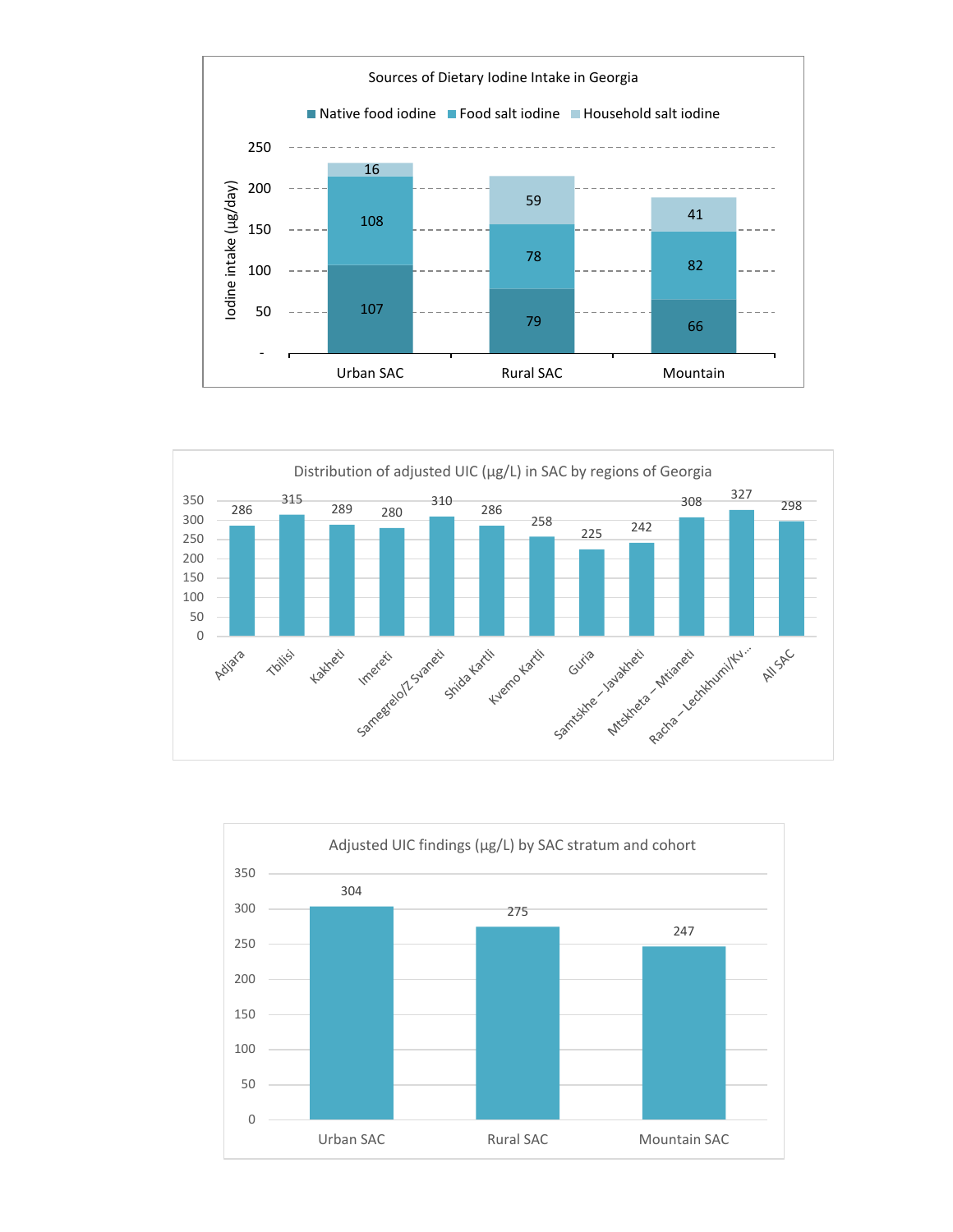Sources of Dietary Iodine Intake in Georgia

Native food iodine
Food salt iodine
Household salt iodine

Iodine intake (µg/day)

250
200
150
100
50
-

Urban SAC: 107, 108, 16
Rural SAC: 79, 78, 59
Mountain: 66, 82, 41

Distribution of adjusted UIC (µg/L) in SAC by regions of Georgia

350
300
250
200
150
100
50
0

Adjara 286
Tbilisi 315
Kakheti 289
Imereti 280
Samegrelo/Z.Svaneti 310
Shida Kartli 286
Kvemo Kartli 258
Guria 225
Samtskhe – Javakheti 242
Mtskheta – Mtianeti 308
Racha – Lechkhumi/Kv... 327
All SAC 298

Adjusted UIC findings (µg/L) by SAC stratum and cohort

350
300
250
200
150
100
50
0

Urban SAC 304
Rural SAC 275
Mountain SAC 247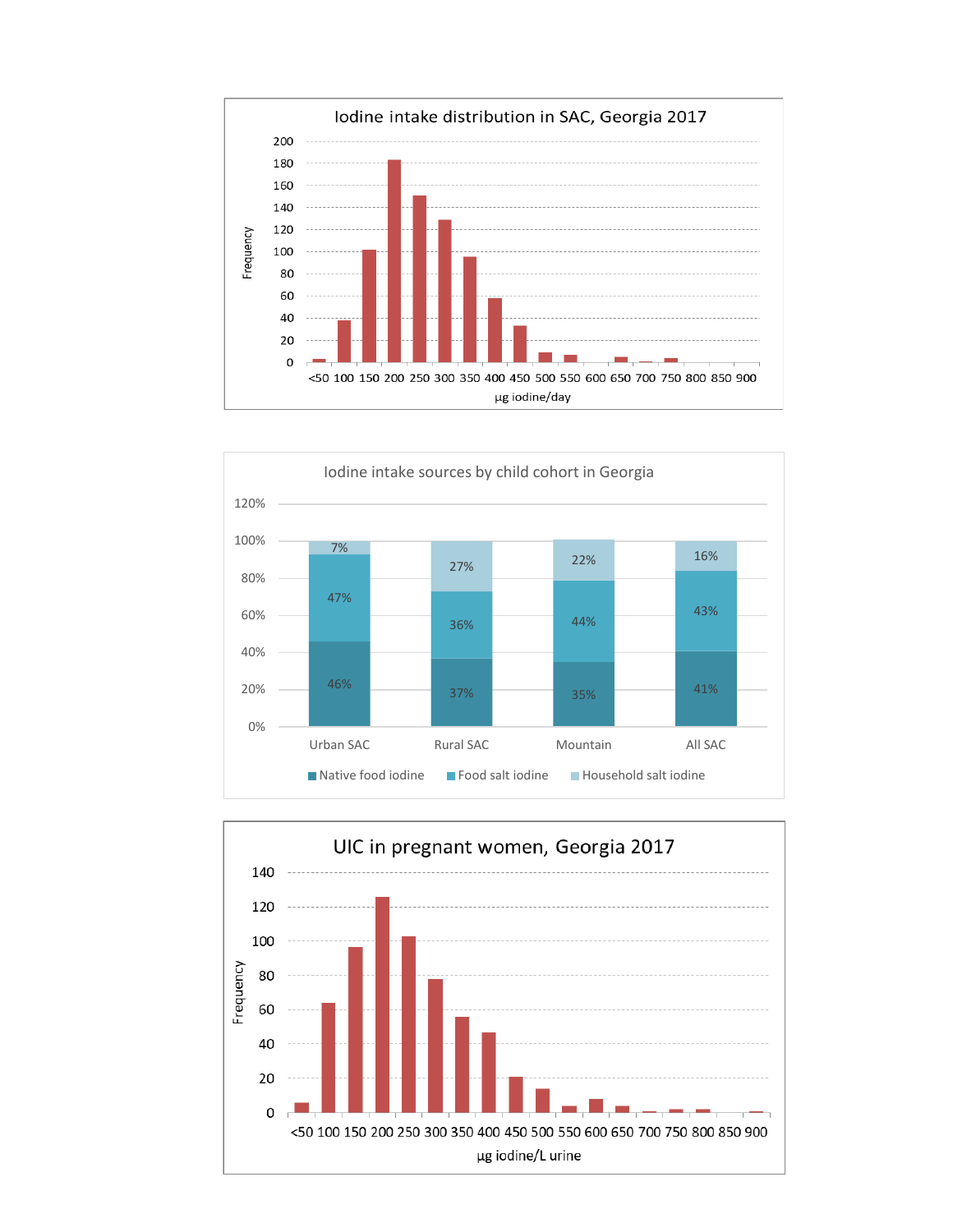Iodine intake distribution in SAC, Georgia 2017

Frequency

200
180
160
140
120
100
80
60
40
20
0

<50 100 150 200 250 300 350 400 450 500 550 600 650 700 750 800 850 900

µg iodine/day

Iodine intake sources by child cohort in Georgia

120%
100%
80%
60%
40%
20%
0%

Urban SAC: 7%, 47%, 46%

Rural SAC: 27%, 36%, 37%

Mountain: 22%, 44%, 35%

All SAC: 16%, 43%, 41%

Native food iodine, Food salt iodine, Household salt iodine

UIC in pregnant women, Georgia 2017

Frequency

140
120
100
80
60
40
20
0

<50 100 150 200 250 300 350 400 450 500 550 600 650 700 750 800 850 900

µg iodine/L urine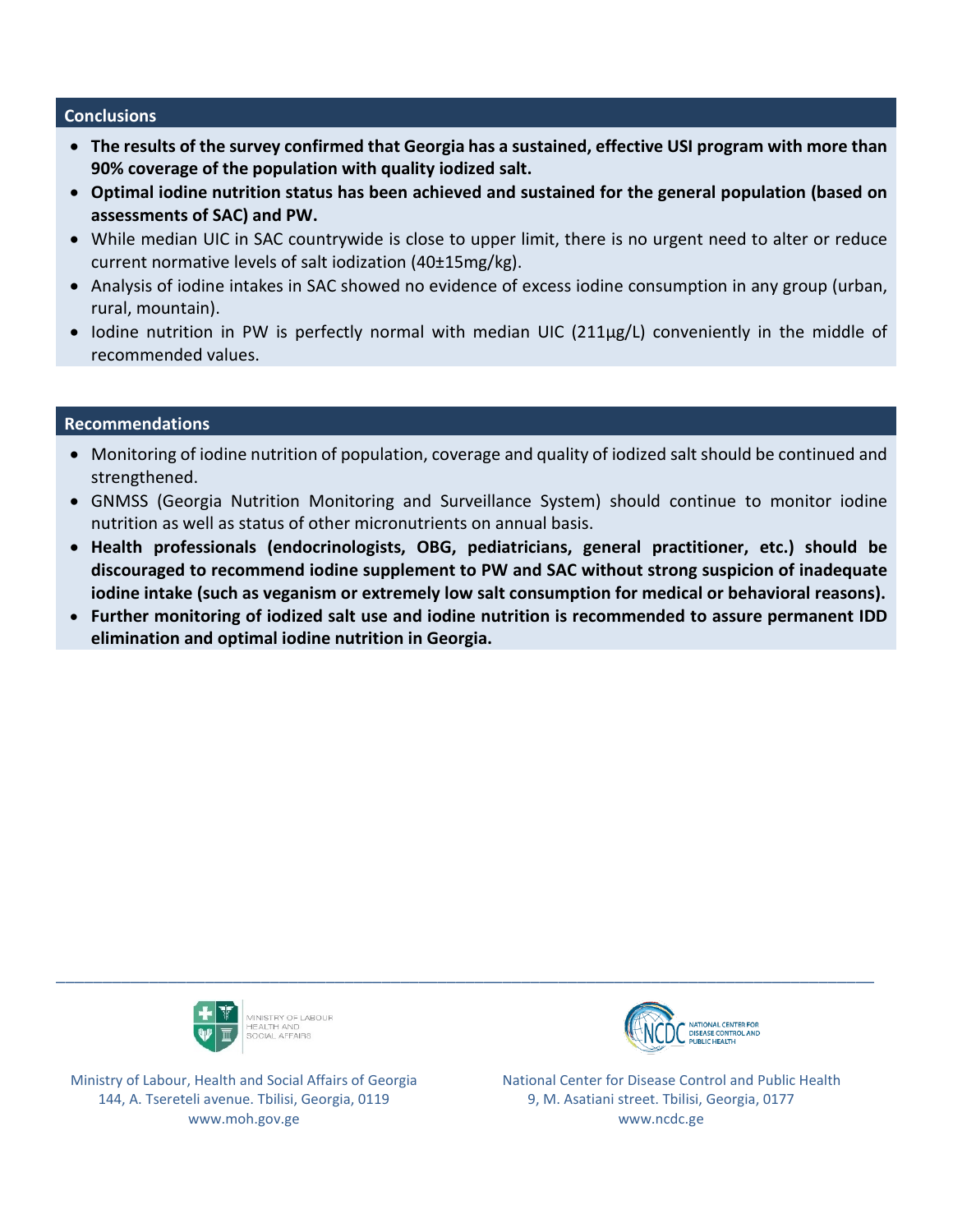## Conclusions

- **The results of the survey confirmed that Georgia has a sustained, effective USI program with more than 90% coverage of the population with quality iodized salt.**
- **Optimal iodine nutrition status has been achieved and sustained for the general population (based on assessments of SAC) and PW.**
- While median UIC in SAC countrywide is close to upper limit, there is no urgent need to alter or reduce current normative levels of salt iodization (40±15mg/kg).
- Analysis of iodine intakes in SAC showed no evidence of excess iodine consumption in any group (urban, rural, mountain).
- Iodine nutrition in PW is perfectly normal with median UIC (211µg/L) conveniently in the middle of recommended values.

## Recommendations

- Monitoring of iodine nutrition of population, coverage and quality of iodized salt should be continued and strengthened.
- GNMSS (Georgia Nutrition Monitoring and Surveillance System) should continue to monitor iodine nutrition as well as status of other micronutrients on annual basis.
- **Health professionals (endocrinologists, OBG, pediatricians, general practitioner, etc.) should be discouraged to recommend iodine supplement to PW and SAC without strong suspicion of inadequate iodine intake (such as veganism or extremely low salt consumption for medical or behavioral reasons).**
- **Further monitoring of iodized salt use and iodine nutrition is recommended to assure permanent IDD elimination and optimal iodine nutrition in Georgia.**

---

MINISTRY OF LABOUR HEALTH AND SOCIAL AFFAIRS

Ministry of Labour, Health and Social Affairs of Georgia
144, A. Tsereteli avenue. Tbilisi, Georgia, 0119
www.moh.gov.ge

NCDC NATIONAL CENTER FOR DISEASE CONTROL AND PUBLIC HEALTH

National Center for Disease Control and Public Health
9, M. Asatiani street. Tbilisi, Georgia, 0177
www.ncdc.ge